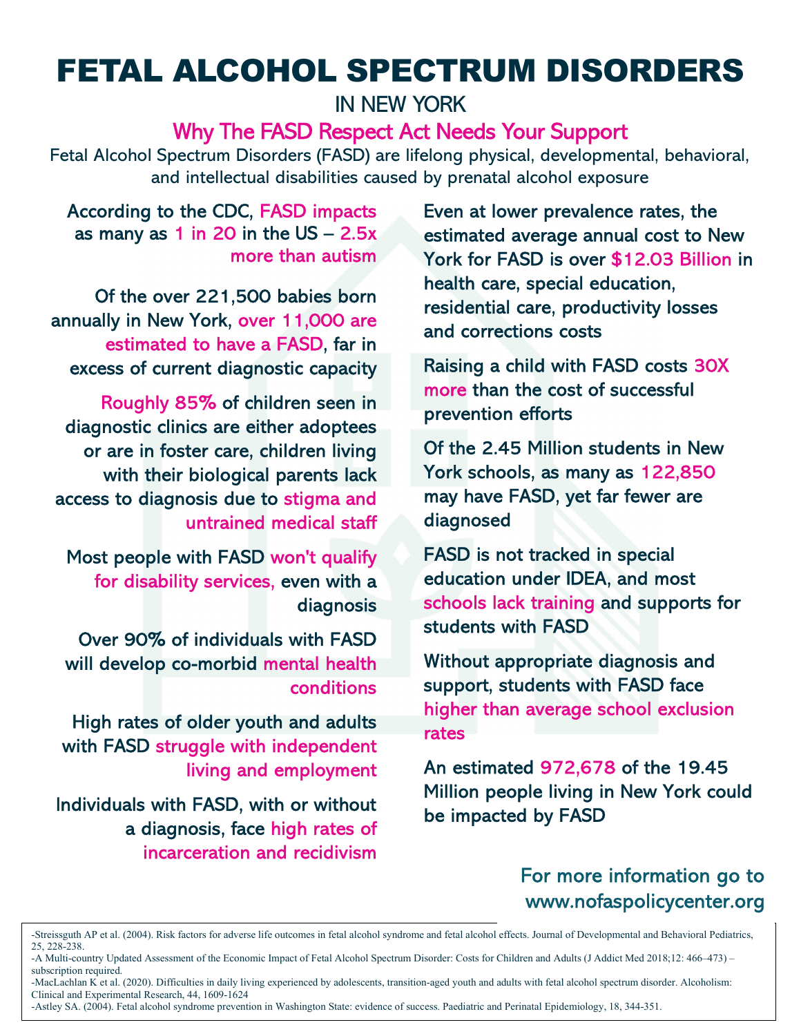# FETAL ALCOHOL SPECTRUM DISORDERS

## IN NEW YORK

### Why The FASD Respect Act Needs Your Support

Fetal Alcohol Spectrum Disorders (FASD) are lifelong physical, developmental, behavioral, and intellectual disabilities caused by prenatal alcohol exposure

According to the CDC, **FASD impacts as many as 1 in 20 in the US – 2.5x more than autism**

Of the over 221,500 babies born annually in New York, **over 11,000 are estimated to have a FASD**, far in excess of current diagnostic capacity

**Roughly 85%** of children seen in diagnostic clinics are either adoptees or are in foster care, children living with their biological parents lack access to diagnosis due to **stigma and untrained medical staff**

Most people with FASD **won't qualify for disability services,** even with a diagnosis

Over 90% of individuals with FASD will develop co-morbid **mental health conditions**

High rates of older youth and adults with FASD **struggle with independent living and employment**

Individuals with FASD, with or without a diagnosis, face **high rates of incarceration and recidivism**

Even at lower prevalence rates, the estimated average annual cost to New York for FASD is over **$12.03 Billion** in health care, special education, residential care, productivity losses and corrections costs

Raising a child with FASD costs **30X more** than the cost of successful prevention efforts

Of the 2.45 Million students in New York schools, as many as **122,850** may have FASD, yet far fewer are diagnosed

FASD is not tracked in special education under IDEA, and most **schools lack training** and supports for students with FASD

Without appropriate diagnosis and support, students with FASD face **higher than average school exclusion rates**

An estimated **972,678** of the 19.45 Million people living in New York could be impacted by FASD

For more information go to www.nofaspolicycenter.org

-Streissguth AP et al. (2004). Risk factors for adverse life outcomes in fetal alcohol syndrome and fetal alcohol effects. Journal of Developmental and Behavioral Pediatrics, 25, 228-238.
-A Multi-country Updated Assessment of the Economic Impact of Fetal Alcohol Spectrum Disorder: Costs for Children and Adults (J Addict Med 2018;12: 466–473) – subscription required.
-MacLachlan K et al. (2020). Difficulties in daily living experienced by adolescents, transition-aged youth and adults with fetal alcohol spectrum disorder. Alcoholism: Clinical and Experimental Research, 44, 1609-1624
-Astley SA. (2004). Fetal alcohol syndrome prevention in Washington State: evidence of success. Paediatric and Perinatal Epidemiology, 18, 344-351.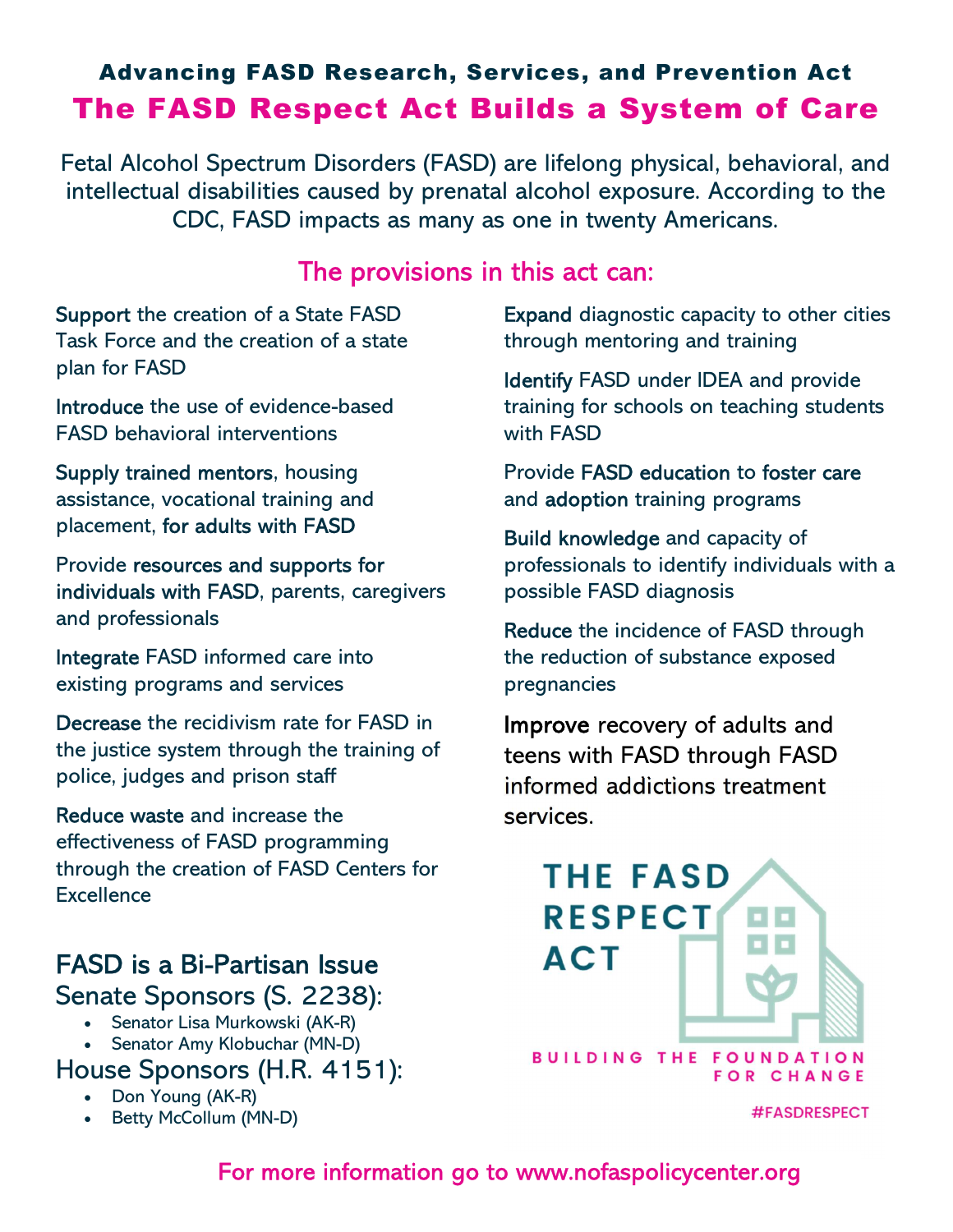## Advancing FASD Research, Services, and Prevention Act

# The FASD Respect Act Builds a System of Care

Fetal Alcohol Spectrum Disorders (FASD) are lifelong physical, behavioral, and intellectual disabilities caused by prenatal alcohol exposure. According to the CDC, FASD impacts as many as one in twenty Americans.

## The provisions in this act can:

**Support** the creation of a State FASD Task Force and the creation of a state plan for FASD

**Introduce** the use of evidence-based FASD behavioral interventions

**Supply trained mentors**, housing assistance, vocational training and placement, **for adults with FASD**

Provide **resources and supports for individuals with FASD**, parents, caregivers and professionals

**Integrate** FASD informed care into existing programs and services

**Decrease** the recidivism rate for FASD in the justice system through the training of police, judges and prison staff

**Reduce waste** and increase the effectiveness of FASD programming through the creation of FASD Centers for Excellence

**Expand** diagnostic capacity to other cities through mentoring and training

**Identify** FASD under IDEA and provide training for schools on teaching students with FASD

Provide **FASD education** to **foster care** and **adoption** training programs

**Build knowledge** and capacity of professionals to identify individuals with a possible FASD diagnosis

**Reduce** the incidence of FASD through the reduction of substance exposed pregnancies

**Improve** recovery of adults and teens with FASD through FASD informed addictions treatment services.

THE FASD RESPECT ACT

BUILDING THE FOUNDATION FOR CHANGE

#FASDRESPECT

## FASD is a Bi-Partisan Issue

### Senate Sponsors (S. 2238):

- Senator Lisa Murkowski (AK-R)
- Senator Amy Klobuchar (MN-D)

### House Sponsors (H.R. 4151):

- Don Young (AK-R)
- Betty McCollum (MN-D)

For more information go to www.nofaspolicycenter.org